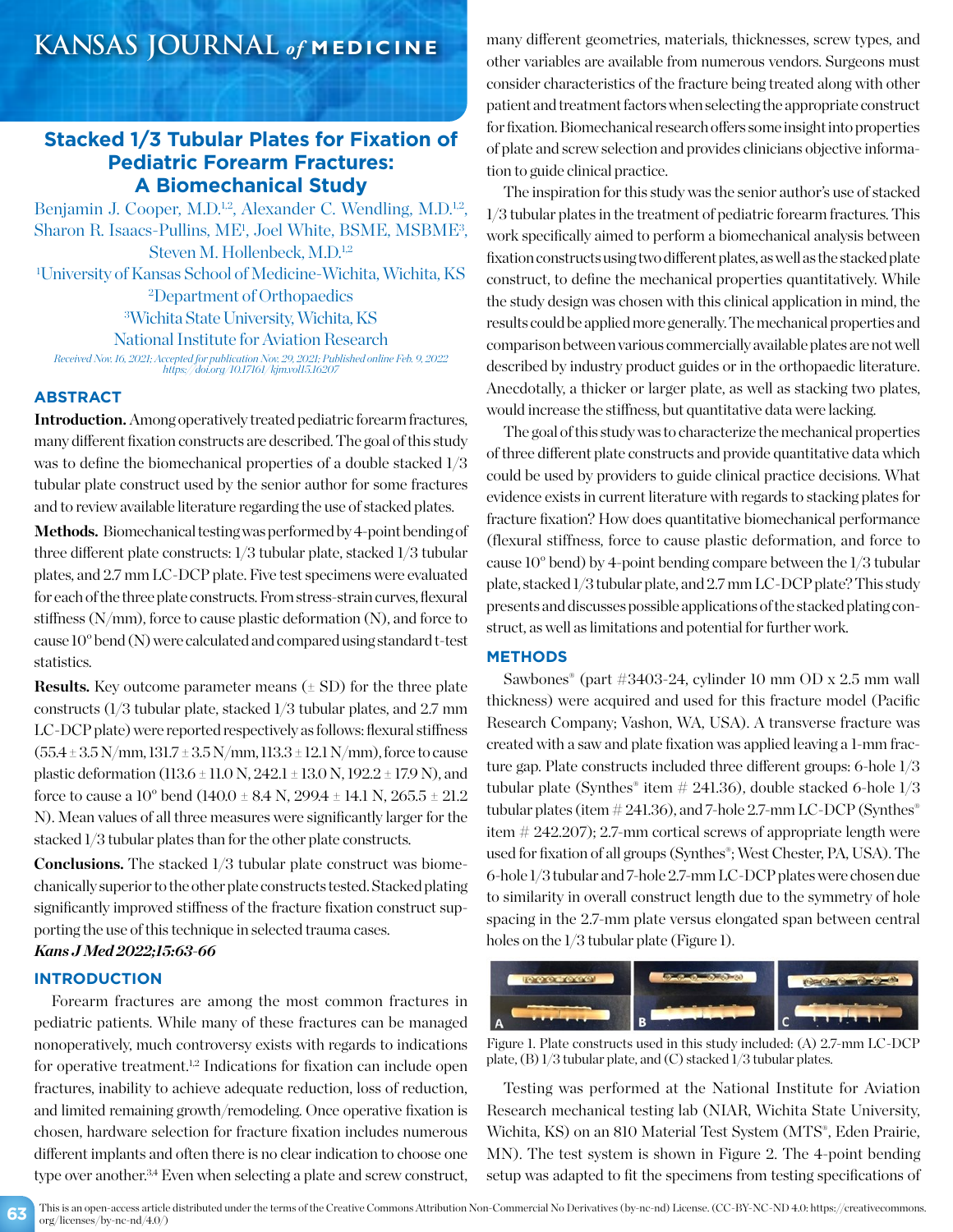# Stacked 1/3 Tubular Plates for Fixation of Pediatric Forearm Fractures: A Biomechanical Study

Benjamin J. Cooper, M.D.[1,2], Alexander C. Wendling, M.D.[1,2], Sharon R. Isaacs-Pullins, ME[1], Joel White, BSME, MSBME[3], Steven M. Hollenbeck, M.D.[1,2]

[1]University of Kansas School of Medicine-Wichita, Wichita, KS
[2]Department of Orthopaedics
[3]Wichita State University, Wichita, KS
National Institute for Aviation Research

*Received Nov. 16, 2021; Accepted for publication Nov. 29, 2021; Published online Feb. 9, 2022*
*https://doi.org/10.17161/kjm.vol15.16207*

## ABSTRACT

**Introduction.** Among operatively treated pediatric forearm fractures, many different fixation constructs are described. The goal of this study was to define the biomechanical properties of a double stacked 1/3 tubular plate construct used by the senior author for some fractures and to review available literature regarding the use of stacked plates.

**Methods.** Biomechanical testing was performed by 4-point bending of three different plate constructs: 1/3 tubular plate, stacked 1/3 tubular plates, and 2.7 mm LC-DCP plate. Five test specimens were evaluated for each of the three plate constructs. From stress-strain curves, flexural stiffness (N/mm), force to cause plastic deformation (N), and force to cause 10° bend (N) were calculated and compared using standard t-test statistics.

**Results.** Key outcome parameter means (± SD) for the three plate constructs (1/3 tubular plate, stacked 1/3 tubular plates, and 2.7 mm LC-DCP plate) were reported respectively as follows: flexural stiffness (55.4 ± 3.5 N/mm, 131.7 ± 3.5 N/mm, 113.3 ± 12.1 N/mm), force to cause plastic deformation (113.6 ± 11.0 N, 242.1 ± 13.0 N, 192.2 ± 17.9 N), and force to cause a 10° bend (140.0 ± 8.4 N, 299.4 ± 14.1 N, 265.5 ± 21.2 N). Mean values of all three measures were significantly larger for the stacked 1/3 tubular plates than for the other plate constructs.

**Conclusions.** The stacked 1/3 tubular plate construct was biomechanically superior to the other plate constructs tested. Stacked plating significantly improved stiffness of the fracture fixation construct supporting the use of this technique in selected trauma cases.

***Kans J Med 2022;15:63-66***

## INTRODUCTION

Forearm fractures are among the most common fractures in pediatric patients. While many of these fractures can be managed nonoperatively, much controversy exists with regards to indications for operative treatment.[1,2] Indications for fixation can include open fractures, inability to achieve adequate reduction, loss of reduction, and limited remaining growth/remodeling. Once operative fixation is chosen, hardware selection for fracture fixation includes numerous different implants and often there is no clear indication to choose one type over another.[3,4] Even when selecting a plate and screw construct, many different geometries, materials, thicknesses, screw types, and other variables are available from numerous vendors. Surgeons must consider characteristics of the fracture being treated along with other patient and treatment factors when selecting the appropriate construct for fixation. Biomechanical research offers some insight into properties of plate and screw selection and provides clinicians objective information to guide clinical practice.

The inspiration for this study was the senior author's use of stacked 1/3 tubular plates in the treatment of pediatric forearm fractures. This work specifically aimed to perform a biomechanical analysis between fixation constructs using two different plates, as well as the stacked plate construct, to define the mechanical properties quantitatively. While the study design was chosen with this clinical application in mind, the results could be applied more generally. The mechanical properties and comparison between various commercially available plates are not well described by industry product guides or in the orthopaedic literature. Anecdotally, a thicker or larger plate, as well as stacking two plates, would increase the stiffness, but quantitative data were lacking.

The goal of this study was to characterize the mechanical properties of three different plate constructs and provide quantitative data which could be used by providers to guide clinical practice decisions. What evidence exists in current literature with regards to stacking plates for fracture fixation? How does quantitative biomechanical performance (flexural stiffness, force to cause plastic deformation, and force to cause 10° bend) by 4-point bending compare between the 1/3 tubular plate, stacked 1/3 tubular plate, and 2.7 mm LC-DCP plate? This study presents and discusses possible applications of the stacked plating construct, as well as limitations and potential for further work.

## METHODS

Sawbones® (part #3403-24, cylinder 10 mm OD x 2.5 mm wall thickness) were acquired and used for this fracture model (Pacific Research Company; Vashon, WA, USA). A transverse fracture was created with a saw and plate fixation was applied leaving a 1-mm fracture gap. Plate constructs included three different groups: 6-hole 1/3 tubular plate (Synthes® item # 241.36), double stacked 6-hole 1/3 tubular plates (item # 241.36), and 7-hole 2.7-mm LC-DCP (Synthes® item # 242.207); 2.7-mm cortical screws of appropriate length were used for fixation of all groups (Synthes®; West Chester, PA, USA). The 6-hole 1/3 tubular and 7-hole 2.7-mm LC-DCP plates were chosen due to similarity in overall construct length due to the symmetry of hole spacing in the 2.7-mm plate versus elongated span between central holes on the 1/3 tubular plate (Figure 1).

Figure 1. Plate constructs used in this study included: (A) 2.7-mm LC-DCP plate, (B) 1/3 tubular plate, and (C) stacked 1/3 tubular plates.

Testing was performed at the National Institute for Aviation Research mechanical testing lab (NIAR, Wichita State University, Wichita, KS) on an 810 Material Test System (MTS®, Eden Prairie, MN). The test system is shown in Figure 2. The 4-point bending setup was adapted to fit the specimens from testing specifications of

This is an open-access article distributed under the terms of the Creative Commons Attribution Non-Commercial No Derivatives (by-nc-nd) License. (CC-BY-NC-ND 4.0: https://creativecommons.org/licenses/by-nc-nd/4.0/)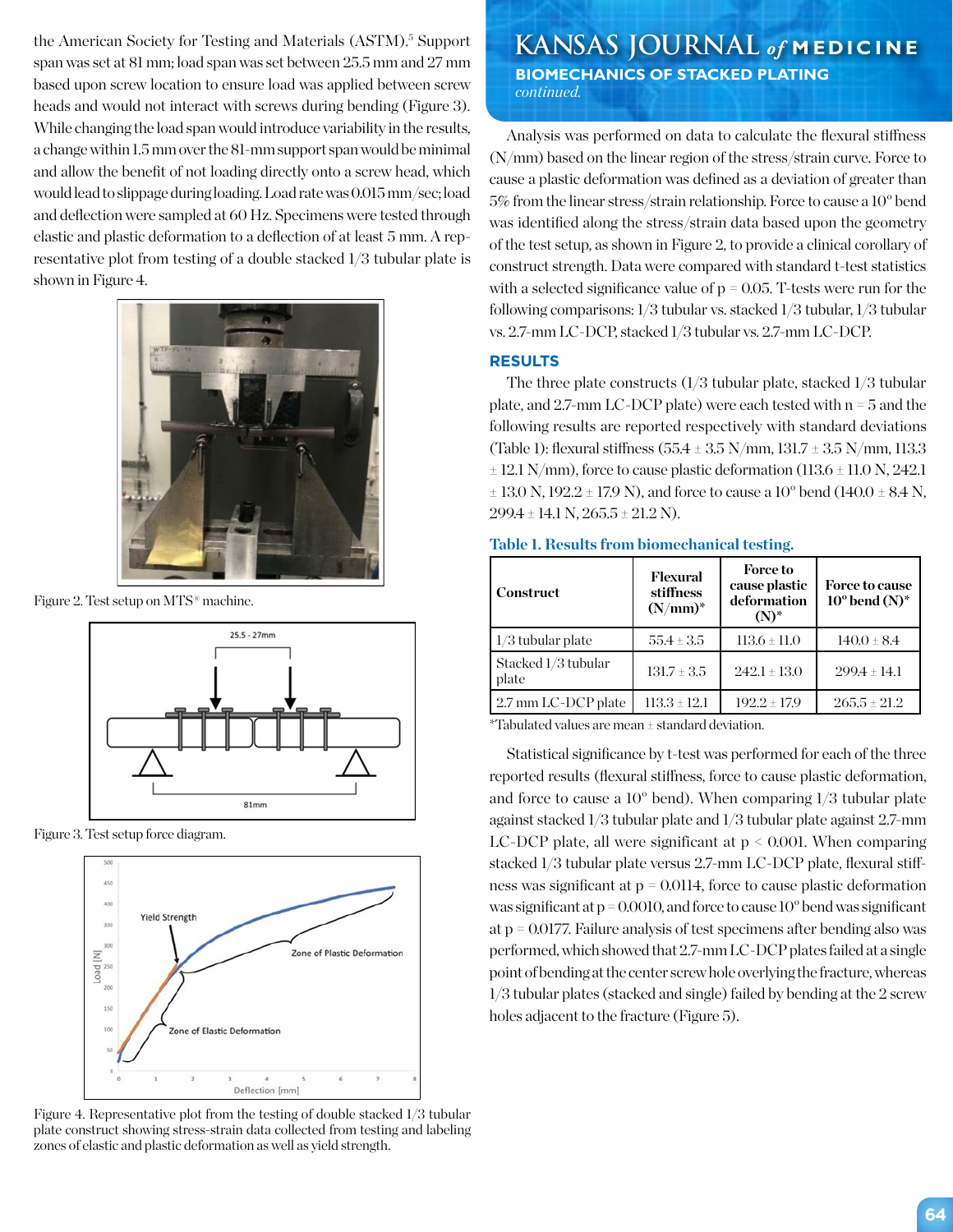the American Society for Testing and Materials (ASTM).[5] Support span was set at 81 mm; load span was set between 25.5 mm and 27 mm based upon screw location to ensure load was applied between screw heads and would not interact with screws during bending (Figure 3). While changing the load span would introduce variability in the results, a change within 1.5 mm over the 81-mm support span would be minimal and allow the benefit of not loading directly onto a screw head, which would lead to slippage during loading. Load rate was 0.015 mm/sec; load and deflection were sampled at 60 Hz. Specimens were tested through elastic and plastic deformation to a deflection of at least 5 mm. A representative plot from testing of a double stacked 1/3 tubular plate is shown in Figure 4.

Figure 2. Test setup on MTS® machine.

Figure 3. Test setup force diagram.

Figure 4. Representative plot from the testing of double stacked 1/3 tubular plate construct showing stress-strain data collected from testing and labeling zones of elastic and plastic deformation as well as yield strength.

Analysis was performed on data to calculate the flexural stiffness (N/mm) based on the linear region of the stress/strain curve. Force to cause a plastic deformation was defined as a deviation of greater than 5% from the linear stress/strain relationship. Force to cause a 10° bend was identified along the stress/strain data based upon the geometry of the test setup, as shown in Figure 2, to provide a clinical corollary of construct strength. Data were compared with standard t-test statistics with a selected significance value of $p = 0.05$. T-tests were run for the following comparisons: 1/3 tubular vs. stacked 1/3 tubular, 1/3 tubular vs. 2.7-mm LC-DCP, stacked 1/3 tubular vs. 2.7-mm LC-DCP.

## RESULTS

The three plate constructs (1/3 tubular plate, stacked 1/3 tubular plate, and 2.7-mm LC-DCP plate) were each tested with $n = 5$ and the following results are reported respectively with standard deviations (Table 1): flexural stiffness (55.4 ± 3.5 N/mm, 131.7 ± 3.5 N/mm, 113.3 ± 12.1 N/mm), force to cause plastic deformation (113.6 ± 11.0 N, 242.1 ± 13.0 N, 192.2 ± 17.9 N), and force to cause a 10° bend (140.0 ± 8.4 N, 299.4 ± 14.1 N, 265.5 ± 21.2 N).

**Table 1. Results from biomechanical testing.**

| Construct | Flexural stiffness (N/mm)* | Force to cause plastic deformation (N)* | Force to cause 10° bend (N)* |
|---|---|---|---|
| 1/3 tubular plate | 55.4 ± 3.5 | 113.6 ± 11.0 | 140.0 ± 8.4 |
| Stacked 1/3 tubular plate | 131.7 ± 3.5 | 242.1 ± 13.0 | 299.4 ± 14.1 |
| 2.7 mm LC-DCP plate | 113.3 ± 12.1 | 192.2 ± 17.9 | 265.5 ± 21.2 |

*Tabulated values are mean ± standard deviation.

Statistical significance by t-test was performed for each of the three reported results (flexural stiffness, force to cause plastic deformation, and force to cause a 10° bend). When comparing 1/3 tubular plate against stacked 1/3 tubular plate and 1/3 tubular plate against 2.7-mm LC-DCP plate, all were significant at $p < 0.001$. When comparing stacked 1/3 tubular plate versus 2.7-mm LC-DCP plate, flexural stiffness was significant at $p = 0.0114$, force to cause plastic deformation was significant at $p = 0.0010$, and force to cause 10° bend was significant at $p = 0.0177$. Failure analysis of test specimens after bending also was performed, which showed that 2.7-mm LC-DCP plates failed at a single point of bending at the center screw hole overlying the fracture, whereas 1/3 tubular plates (stacked and single) failed by bending at the 2 screw holes adjacent to the fracture (Figure 5).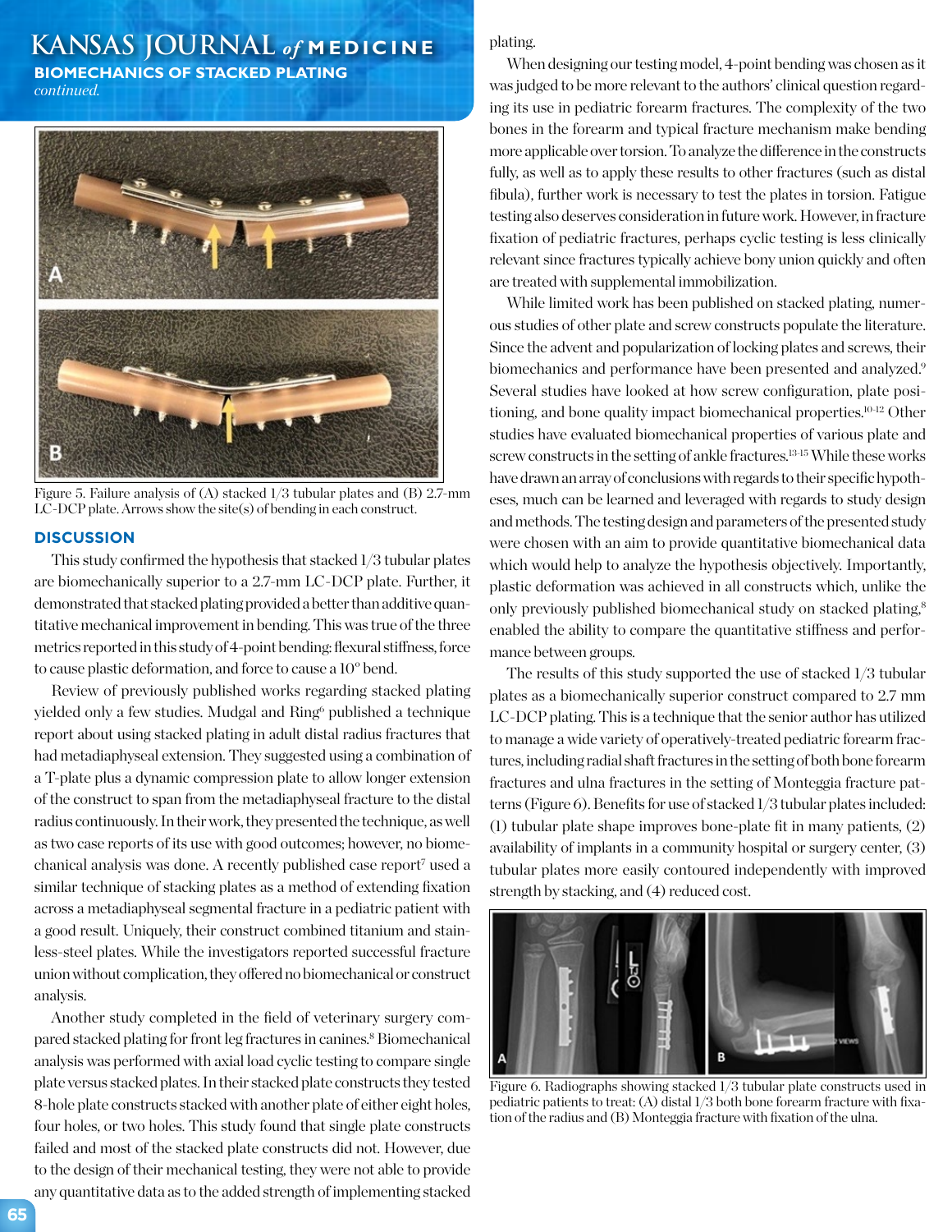Figure 5. Failure analysis of (A) stacked 1/3 tubular plates and (B) 2.7-mm LC-DCP plate. Arrows show the site(s) of bending in each construct.

## DISCUSSION

This study confirmed the hypothesis that stacked 1/3 tubular plates are biomechanically superior to a 2.7-mm LC-DCP plate. Further, it demonstrated that stacked plating provided a better than additive quantitative mechanical improvement in bending. This was true of the three metrics reported in this study of 4-point bending: flexural stiffness, force to cause plastic deformation, and force to cause a 10° bend.

Review of previously published works regarding stacked plating yielded only a few studies. Mudgal and Ring[6] published a technique report about using stacked plating in adult distal radius fractures that had metadiaphyseal extension. They suggested using a combination of a T-plate plus a dynamic compression plate to allow longer extension of the construct to span from the metadiaphyseal fracture to the distal radius continuously. In their work, they presented the technique, as well as two case reports of its use with good outcomes; however, no biomechanical analysis was done. A recently published case report[7] used a similar technique of stacking plates as a method of extending fixation across a metadiaphyseal segmental fracture in a pediatric patient with a good result. Uniquely, their construct combined titanium and stainless-steel plates. While the investigators reported successful fracture union without complication, they offered no biomechanical or construct analysis.

Another study completed in the field of veterinary surgery compared stacked plating for front leg fractures in canines.[8] Biomechanical analysis was performed with axial load cyclic testing to compare single plate versus stacked plates. In their stacked plate constructs they tested 8-hole plate constructs stacked with another plate of either eight holes, four holes, or two holes. This study found that single plate constructs failed and most of the stacked plate constructs did not. However, due to the design of their mechanical testing, they were not able to provide any quantitative data as to the added strength of implementing stacked plating.

When designing our testing model, 4-point bending was chosen as it was judged to be more relevant to the authors' clinical question regarding its use in pediatric forearm fractures. The complexity of the two bones in the forearm and typical fracture mechanism make bending more applicable over torsion. To analyze the difference in the constructs fully, as well as to apply these results to other fractures (such as distal fibula), further work is necessary to test the plates in torsion. Fatigue testing also deserves consideration in future work. However, in fracture fixation of pediatric fractures, perhaps cyclic testing is less clinically relevant since fractures typically achieve bony union quickly and often are treated with supplemental immobilization.

While limited work has been published on stacked plating, numerous studies of other plate and screw constructs populate the literature. Since the advent and popularization of locking plates and screws, their biomechanics and performance have been presented and analyzed.[9] Several studies have looked at how screw configuration, plate positioning, and bone quality impact biomechanical properties.[10-12] Other studies have evaluated biomechanical properties of various plate and screw constructs in the setting of ankle fractures.[13-15] While these works have drawn an array of conclusions with regards to their specific hypotheses, much can be learned and leveraged with regards to study design and methods. The testing design and parameters of the presented study were chosen with an aim to provide quantitative biomechanical data which would help to analyze the hypothesis objectively. Importantly, plastic deformation was achieved in all constructs which, unlike the only previously published biomechanical study on stacked plating,[8] enabled the ability to compare the quantitative stiffness and performance between groups.

The results of this study supported the use of stacked 1/3 tubular plates as a biomechanically superior construct compared to 2.7 mm LC-DCP plating. This is a technique that the senior author has utilized to manage a wide variety of operatively-treated pediatric forearm fractures, including radial shaft fractures in the setting of both bone forearm fractures and ulna fractures in the setting of Monteggia fracture patterns (Figure 6). Benefits for use of stacked 1/3 tubular plates included: (1) tubular plate shape improves bone-plate fit in many patients, (2) availability of implants in a community hospital or surgery center, (3) tubular plates more easily contoured independently with improved strength by stacking, and (4) reduced cost.

Figure 6. Radiographs showing stacked 1/3 tubular plate constructs used in pediatric patients to treat: (A) distal 1/3 both bone forearm fracture with fixation of the radius and (B) Monteggia fracture with fixation of the ulna.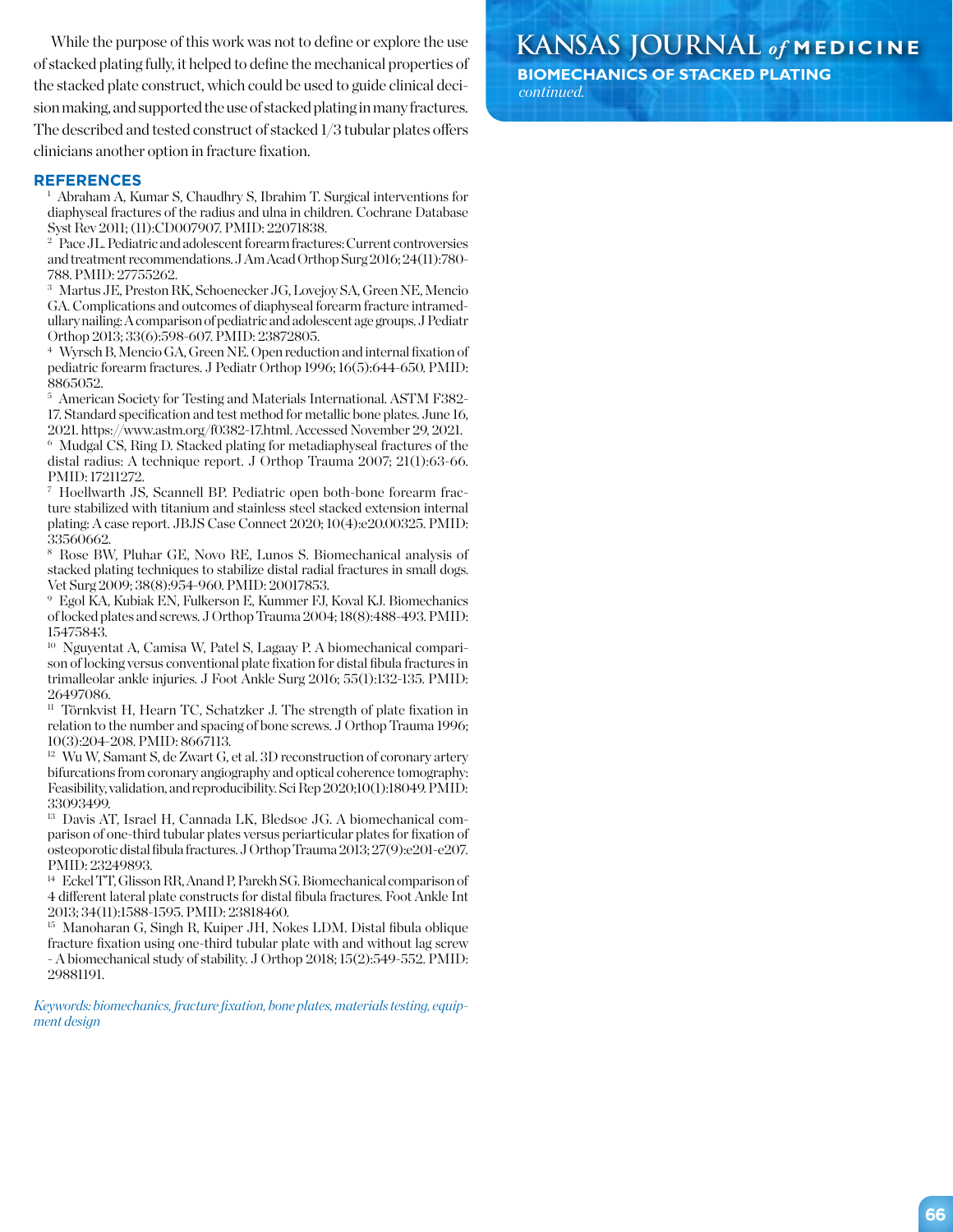While the purpose of this work was not to define or explore the use of stacked plating fully, it helped to define the mechanical properties of the stacked plate construct, which could be used to guide clinical decision making, and supported the use of stacked plating in many fractures. The described and tested construct of stacked 1/3 tubular plates offers clinicians another option in fracture fixation.

## REFERENCES

[1] Abraham A, Kumar S, Chaudhry S, Ibrahim T. Surgical interventions for diaphyseal fractures of the radius and ulna in children. Cochrane Database Syst Rev 2011; (11):CD007907. PMID: 22071838.

[2] Pace JL. Pediatric and adolescent forearm fractures: Current controversies and treatment recommendations. J Am Acad Orthop Surg 2016; 24(11):780-788. PMID: 27755262.

[3] Martus JE, Preston RK, Schoenecker JG, Lovejoy SA, Green NE, Mencio GA. Complications and outcomes of diaphyseal forearm fracture intramedullary nailing: A comparison of pediatric and adolescent age groups. J Pediatr Orthop 2013; 33(6):598-607. PMID: 23872805.

[4] Wyrsch B, Mencio GA, Green NE. Open reduction and internal fixation of pediatric forearm fractures. J Pediatr Orthop 1996; 16(5):644-650. PMID: 8865052.

[5] American Society for Testing and Materials International. ASTM F382-17. Standard specification and test method for metallic bone plates. June 16, 2021. https://www.astm.org/f0382-17.html. Accessed November 29, 2021.

[6] Mudgal CS, Ring D. Stacked plating for metadiaphyseal fractures of the distal radius: A technique report. J Orthop Trauma 2007; 21(1):63-66. PMID: 17211272.

[7] Hoellwarth JS, Scannell BP. Pediatric open both-bone forearm fracture stabilized with titanium and stainless steel stacked extension internal plating: A case report. JBJS Case Connect 2020; 10(4):e20.00325. PMID: 33560662.

[8] Rose BW, Pluhar GE, Novo RE, Lunos S. Biomechanical analysis of stacked plating techniques to stabilize distal radial fractures in small dogs. Vet Surg 2009; 38(8):954-960. PMID: 20017853.

[9] Egol KA, Kubiak EN, Fulkerson E, Kummer FJ, Koval KJ. Biomechanics of locked plates and screws. J Orthop Trauma 2004; 18(8):488-493. PMID: 15475843.

[10] Nguyentat A, Camisa W, Patel S, Lagaay P. A biomechanical comparison of locking versus conventional plate fixation for distal fibula fractures in trimalleolar ankle injuries. J Foot Ankle Surg 2016; 55(1):132-135. PMID: 26497086.

[11] Törnkvist H, Hearn TC, Schatzker J. The strength of plate fixation in relation to the number and spacing of bone screws. J Orthop Trauma 1996; 10(3):204-208. PMID: 8667113.

[12] Wu W, Samant S, de Zwart G, et al. 3D reconstruction of coronary artery bifurcations from coronary angiography and optical coherence tomography: Feasibility, validation, and reproducibility. Sci Rep 2020;10(1):18049. PMID: 33093499.

[13] Davis AT, Israel H, Cannada LK, Bledsoe JG. A biomechanical comparison of one-third tubular plates versus periarticular plates for fixation of osteoporotic distal fibula fractures. J Orthop Trauma 2013; 27(9):e201-e207. PMID: 23249893.

[14] Eckel TT, Glisson RR, Anand P, Parekh SG. Biomechanical comparison of 4 different lateral plate constructs for distal fibula fractures. Foot Ankle Int 2013; 34(11):1588-1595. PMID: 23818460.

[15] Manoharan G, Singh R, Kuiper JH, Nokes LDM. Distal fibula oblique fracture fixation using one-third tubular plate with and without lag screw - A biomechanical study of stability. J Orthop 2018; 15(2):549-552. PMID: 29881191.

*Keywords: biomechanics, fracture fixation, bone plates, materials testing, equipment design*